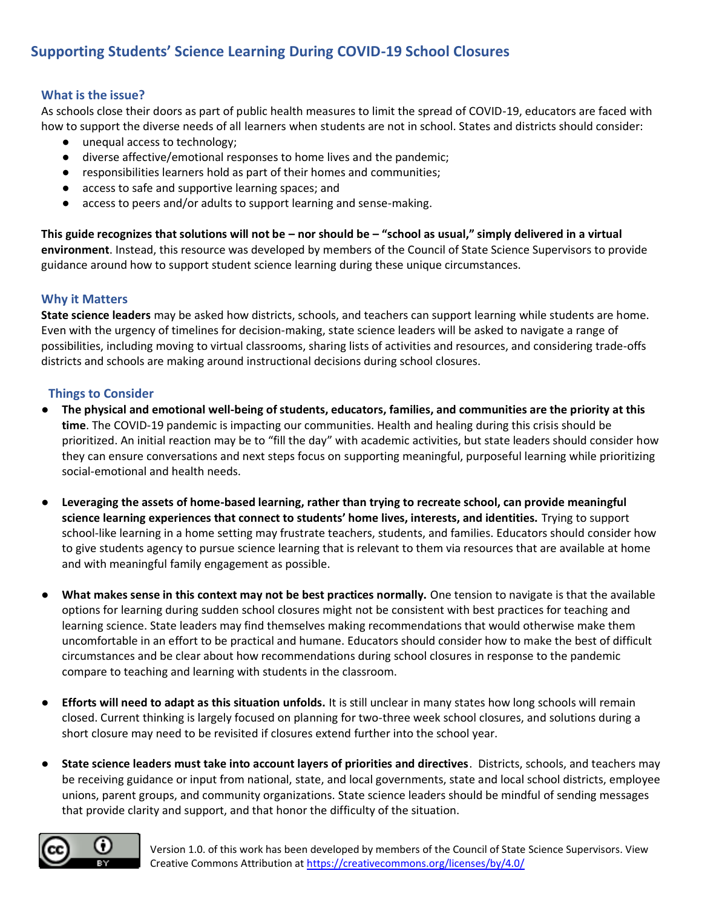# Supporting Students' Science Learning During COVID-19 School Closures

## What is the issue?

As schools close their doors as part of public health measures to limit the spread of COVID-19, educators are faced with how to support the diverse needs of all learners when students are not in school. States and districts should consider:

- unequal access to technology;
- diverse affective/emotional responses to home lives and the pandemic;
- responsibilities learners hold as part of their homes and communities;
- access to safe and supportive learning spaces; and
- access to peers and/or adults to support learning and sense-making.

**This guide recognizes that solutions will not be – nor should be – "school as usual," simply delivered in a virtual environment**. Instead, this resource was developed by members of the Council of State Science Supervisors to provide guidance around how to support student science learning during these unique circumstances.

## Why it Matters

**State science leaders** may be asked how districts, schools, and teachers can support learning while students are home. Even with the urgency of timelines for decision-making, state science leaders will be asked to navigate a range of possibilities, including moving to virtual classrooms, sharing lists of activities and resources, and considering trade-offs districts and schools are making around instructional decisions during school closures.

## Things to Consider

- **The physical and emotional well-being of students, educators, families, and communities are the priority at this time**. The COVID-19 pandemic is impacting our communities. Health and healing during this crisis should be prioritized. An initial reaction may be to "fill the day" with academic activities, but state leaders should consider how they can ensure conversations and next steps focus on supporting meaningful, purposeful learning while prioritizing social-emotional and health needs.

- **Leveraging the assets of home-based learning, rather than trying to recreate school, can provide meaningful science learning experiences that connect to students' home lives, interests, and identities.** Trying to support school-like learning in a home setting may frustrate teachers, students, and families. Educators should consider how to give students agency to pursue science learning that is relevant to them via resources that are available at home and with meaningful family engagement as possible.

- **What makes sense in this context may not be best practices normally.** One tension to navigate is that the available options for learning during sudden school closures might not be consistent with best practices for teaching and learning science. State leaders may find themselves making recommendations that would otherwise make them uncomfortable in an effort to be practical and humane. Educators should consider how to make the best of difficult circumstances and be clear about how recommendations during school closures in response to the pandemic compare to teaching and learning with students in the classroom.

- **Efforts will need to adapt as this situation unfolds.** It is still unclear in many states how long schools will remain closed. Current thinking is largely focused on planning for two-three week school closures, and solutions during a short closure may need to be revisited if closures extend further into the school year.

- **State science leaders must take into account layers of priorities and directives**. Districts, schools, and teachers may be receiving guidance or input from national, state, and local governments, state and local school districts, employee unions, parent groups, and community organizations. State science leaders should be mindful of sending messages that provide clarity and support, and that honor the difficulty of the situation.

Version 1.0. of this work has been developed by members of the Council of State Science Supervisors. View Creative Commons Attribution at https://creativecommons.org/licenses/by/4.0/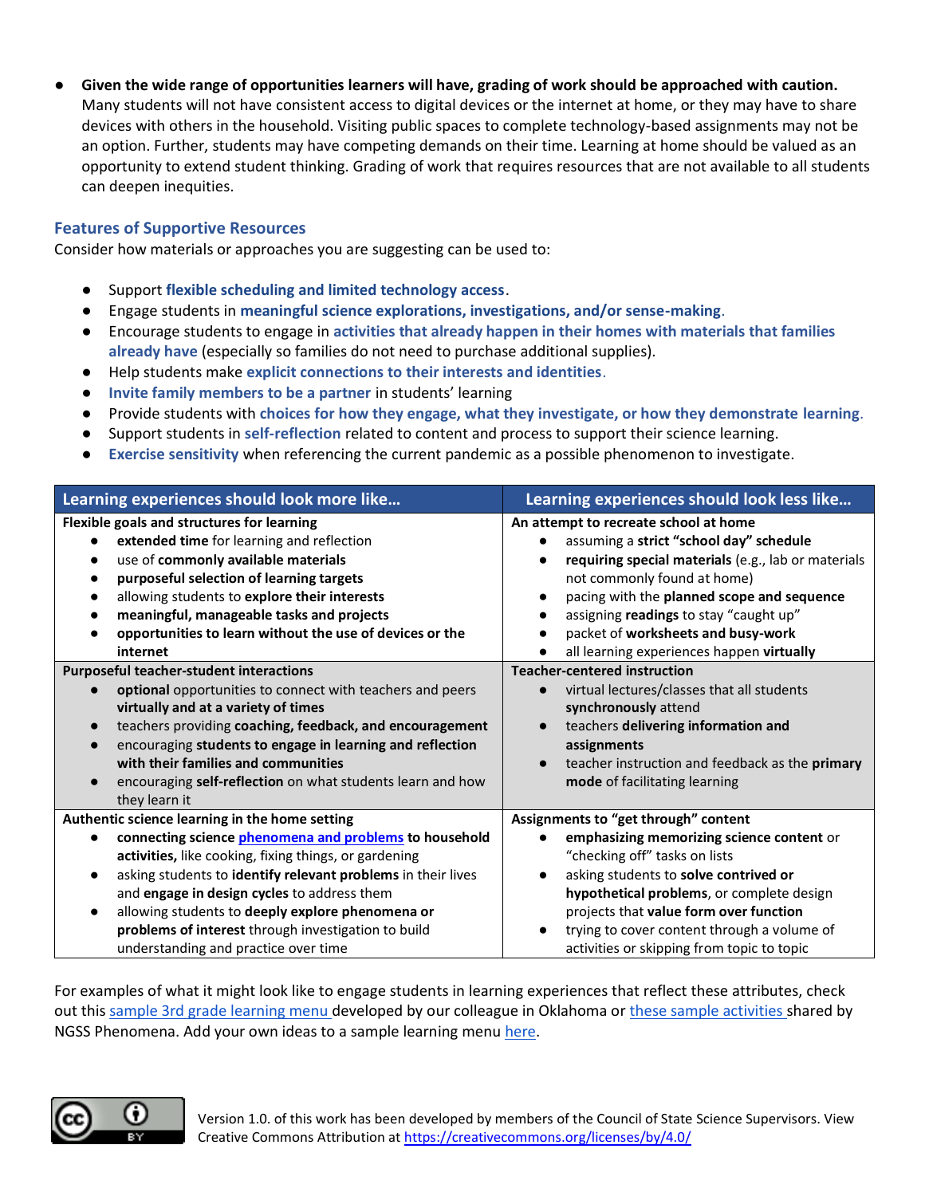- **Given the wide range of opportunities learners will have, grading of work should be approached with caution.** Many students will not have consistent access to digital devices or the internet at home, or they may have to share devices with others in the household. Visiting public spaces to complete technology-based assignments may not be an option. Further, students may have competing demands on their time. Learning at home should be valued as an opportunity to extend student thinking. Grading of work that requires resources that are not available to all students can deepen inequities.

### Features of Supportive Resources

Consider how materials or approaches you are suggesting can be used to:

- Support **flexible scheduling and limited technology access**.
- Engage students in **meaningful science explorations, investigations, and/or sense-making**.
- Encourage students to engage in **activities that already happen in their homes with materials that families already have** (especially so families do not need to purchase additional supplies).
- Help students make **explicit connections to their interests and identities**.
- **Invite family members to be a partner** in students' learning
- Provide students with **choices for how they engage, what they investigate, or how they demonstrate learning**.
- Support students in **self-reflection** related to content and process to support their science learning.
- **Exercise sensitivity** when referencing the current pandemic as a possible phenomenon to investigate.

| Learning experiences should look more like… | Learning experiences should look less like… |
| --- | --- |
| **Flexible goals and structures for learning**<br>• **extended time** for learning and reflection<br>• use of **commonly available materials**<br>• **purposeful selection of learning targets**<br>• allowing students to **explore their interests**<br>• **meaningful, manageable tasks and projects**<br>• **opportunities to learn without the use of devices or the internet** | **An attempt to recreate school at home**<br>• assuming a **strict "school day" schedule**<br>• **requiring special materials** (e.g., lab or materials not commonly found at home)<br>• pacing with the **planned scope and sequence**<br>• assigning **readings** to stay "caught up"<br>• packet of **worksheets and busy-work**<br>• all learning experiences happen **virtually** |
| **Purposeful teacher-student interactions**<br>• **optional** opportunities to connect with teachers and peers **virtually and at a variety of times**<br>• teachers providing **coaching, feedback, and encouragement**<br>• encouraging **students to engage in learning and reflection with their families and communities**<br>• encouraging **self-reflection** on what students learn and how they learn it | **Teacher-centered instruction**<br>• virtual lectures/classes that all students **synchronously** attend<br>• teachers **delivering information and assignments**<br>• teacher instruction and feedback as the **primary mode** of facilitating learning |
| **Authentic science learning in the home setting**<br>• **connecting science phenomena and problems to household activities,** like cooking, fixing things, or gardening<br>• asking students to **identify relevant problems** in their lives and **engage in design cycles** to address them<br>• allowing students to **deeply explore phenomena or problems of interest** through investigation to build understanding and practice over time | **Assignments to "get through" content**<br>• **emphasizing memorizing science content** or "checking off" tasks on lists<br>• asking students to **solve contrived or hypothetical problems**, or complete design projects that **value form over function**<br>• trying to cover content through a volume of activities or skipping from topic to topic |

For examples of what it might look like to engage students in learning experiences that reflect these attributes, check out this sample 3rd grade learning menu developed by our colleague in Oklahoma or these sample activities shared by NGSS Phenomena. Add your own ideas to a sample learning menu here.

Version 1.0. of this work has been developed by members of the Council of State Science Supervisors. View Creative Commons Attribution at https://creativecommons.org/licenses/by/4.0/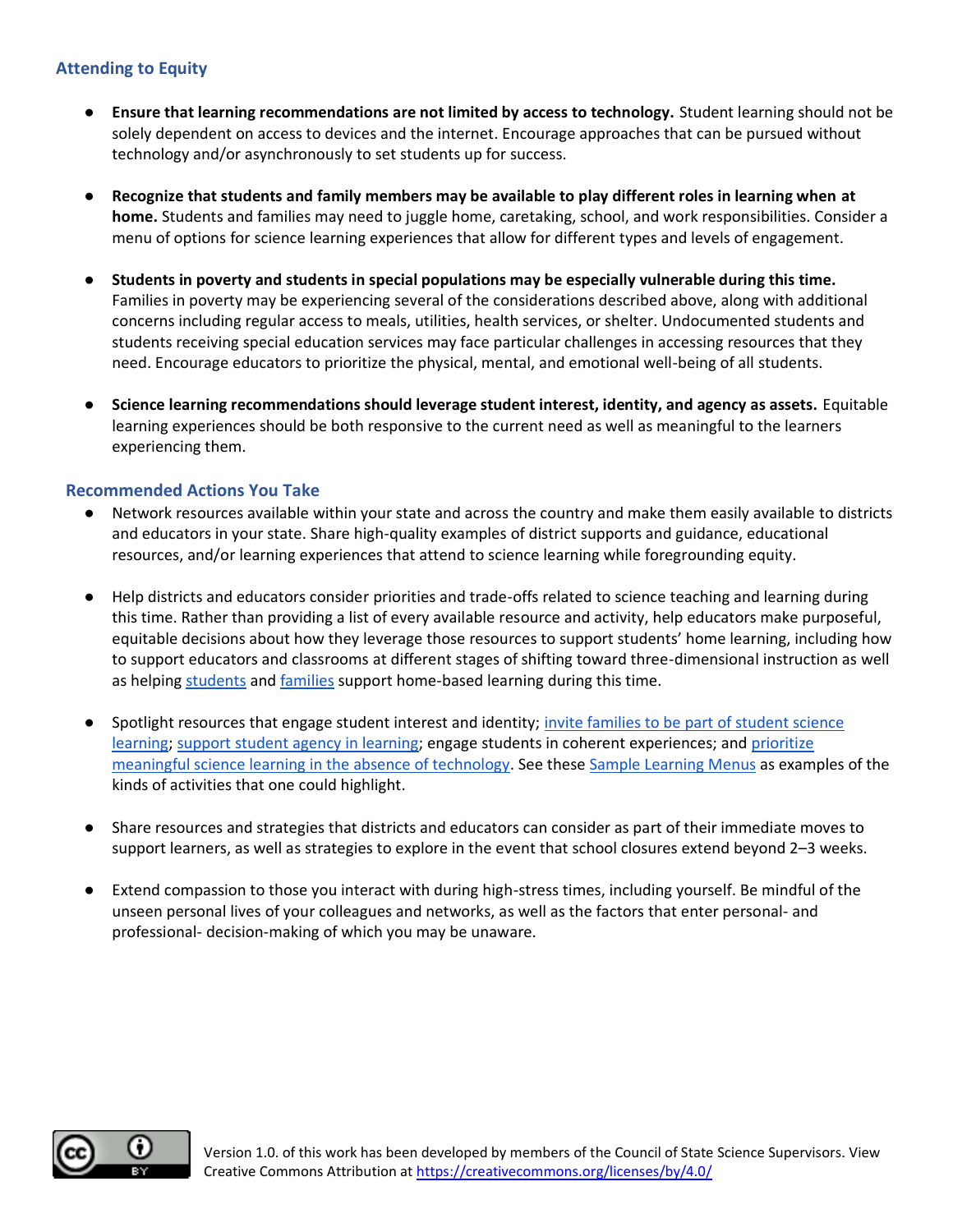## Attending to Equity

- **Ensure that learning recommendations are not limited by access to technology.** Student learning should not be solely dependent on access to devices and the internet. Encourage approaches that can be pursued without technology and/or asynchronously to set students up for success.

- **Recognize that students and family members may be available to play different roles in learning when at home.** Students and families may need to juggle home, caretaking, school, and work responsibilities. Consider a menu of options for science learning experiences that allow for different types and levels of engagement.

- **Students in poverty and students in special populations may be especially vulnerable during this time.** Families in poverty may be experiencing several of the considerations described above, along with additional concerns including regular access to meals, utilities, health services, or shelter. Undocumented students and students receiving special education services may face particular challenges in accessing resources that they need. Encourage educators to prioritize the physical, mental, and emotional well-being of all students.

- **Science learning recommendations should leverage student interest, identity, and agency as assets.** Equitable learning experiences should be both responsive to the current need as well as meaningful to the learners experiencing them.

## Recommended Actions You Take

- Network resources available within your state and across the country and make them easily available to districts and educators in your state. Share high-quality examples of district supports and guidance, educational resources, and/or learning experiences that attend to science learning while foregrounding equity.

- Help districts and educators consider priorities and trade-offs related to science teaching and learning during this time. Rather than providing a list of every available resource and activity, help educators make purposeful, equitable decisions about how they leverage those resources to support students' home learning, including how to support educators and classrooms at different stages of shifting toward three-dimensional instruction as well as helping students and families support home-based learning during this time.

- Spotlight resources that engage student interest and identity; invite families to be part of student science learning; support student agency in learning; engage students in coherent experiences; and prioritize meaningful science learning in the absence of technology. See these Sample Learning Menus as examples of the kinds of activities that one could highlight.

- Share resources and strategies that districts and educators can consider as part of their immediate moves to support learners, as well as strategies to explore in the event that school closures extend beyond 2–3 weeks.

- Extend compassion to those you interact with during high-stress times, including yourself. Be mindful of the unseen personal lives of your colleagues and networks, as well as the factors that enter personal- and professional- decision-making of which you may be unaware.

Version 1.0. of this work has been developed by members of the Council of State Science Supervisors. View Creative Commons Attribution at https://creativecommons.org/licenses/by/4.0/